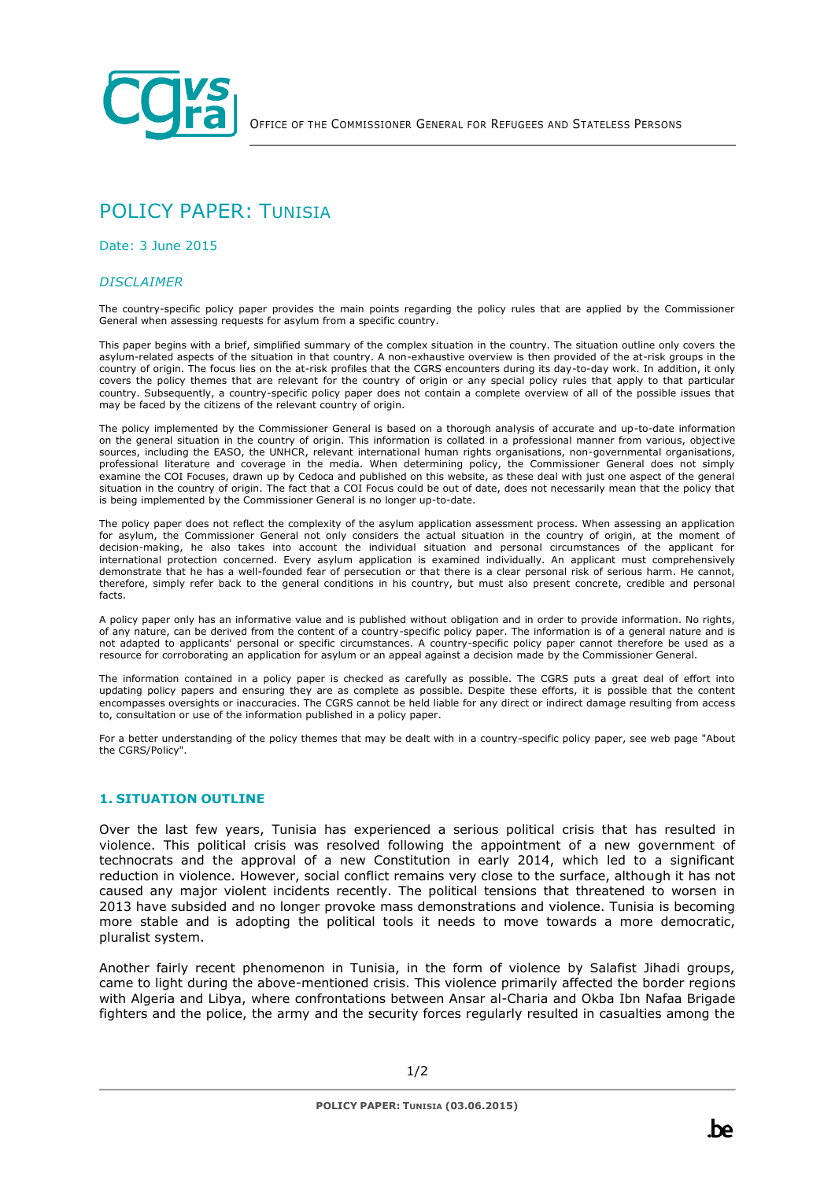OFFICE OF THE COMMISSIONER GENERAL FOR REFUGEES AND STATELESS PERSONS

# POLICY PAPER: TUNISIA

Date: 3 June 2015

## *DISCLAIMER*

The country-specific policy paper provides the main points regarding the policy rules that are applied by the Commissioner General when assessing requests for asylum from a specific country.

This paper begins with a brief, simplified summary of the complex situation in the country. The situation outline only covers the asylum-related aspects of the situation in that country. A non-exhaustive overview is then provided of the at-risk groups in the country of origin. The focus lies on the at-risk profiles that the CGRS encounters during its day-to-day work. In addition, it only covers the policy themes that are relevant for the country of origin or any special policy rules that apply to that particular country. Subsequently, a country-specific policy paper does not contain a complete overview of all of the possible issues that may be faced by the citizens of the relevant country of origin.

The policy implemented by the Commissioner General is based on a thorough analysis of accurate and up-to-date information on the general situation in the country of origin. This information is collated in a professional manner from various, objective sources, including the EASO, the UNHCR, relevant international human rights organisations, non-governmental organisations, professional literature and coverage in the media. When determining policy, the Commissioner General does not simply examine the COI Focuses, drawn up by Cedoca and published on this website, as these deal with just one aspect of the general situation in the country of origin. The fact that a COI Focus could be out of date, does not necessarily mean that the policy that is being implemented by the Commissioner General is no longer up-to-date.

The policy paper does not reflect the complexity of the asylum application assessment process. When assessing an application for asylum, the Commissioner General not only considers the actual situation in the country of origin, at the moment of decision-making, he also takes into account the individual situation and personal circumstances of the applicant for international protection concerned. Every asylum application is examined individually. An applicant must comprehensively demonstrate that he has a well-founded fear of persecution or that there is a clear personal risk of serious harm. He cannot, therefore, simply refer back to the general conditions in his country, but must also present concrete, credible and personal facts.

A policy paper only has an informative value and is published without obligation and in order to provide information. No rights, of any nature, can be derived from the content of a country-specific policy paper. The information is of a general nature and is not adapted to applicants' personal or specific circumstances. A country-specific policy paper cannot therefore be used as a resource for corroborating an application for asylum or an appeal against a decision made by the Commissioner General.

The information contained in a policy paper is checked as carefully as possible. The CGRS puts a great deal of effort into updating policy papers and ensuring they are as complete as possible. Despite these efforts, it is possible that the content encompasses oversights or inaccuracies. The CGRS cannot be held liable for any direct or indirect damage resulting from access to, consultation or use of the information published in a policy paper.

For a better understanding of the policy themes that may be dealt with in a country-specific policy paper, see web page "About the CGRS/Policy".

## 1. SITUATION OUTLINE

Over the last few years, Tunisia has experienced a serious political crisis that has resulted in violence. This political crisis was resolved following the appointment of a new government of technocrats and the approval of a new Constitution in early 2014, which led to a significant reduction in violence. However, social conflict remains very close to the surface, although it has not caused any major violent incidents recently. The political tensions that threatened to worsen in 2013 have subsided and no longer provoke mass demonstrations and violence. Tunisia is becoming more stable and is adopting the political tools it needs to move towards a more democratic, pluralist system.

Another fairly recent phenomenon in Tunisia, in the form of violence by Salafist Jihadi groups, came to light during the above-mentioned crisis. This violence primarily affected the border regions with Algeria and Libya, where confrontations between Ansar al-Charia and Okba Ibn Nafaa Brigade fighters and the police, the army and the security forces regularly resulted in casualties among the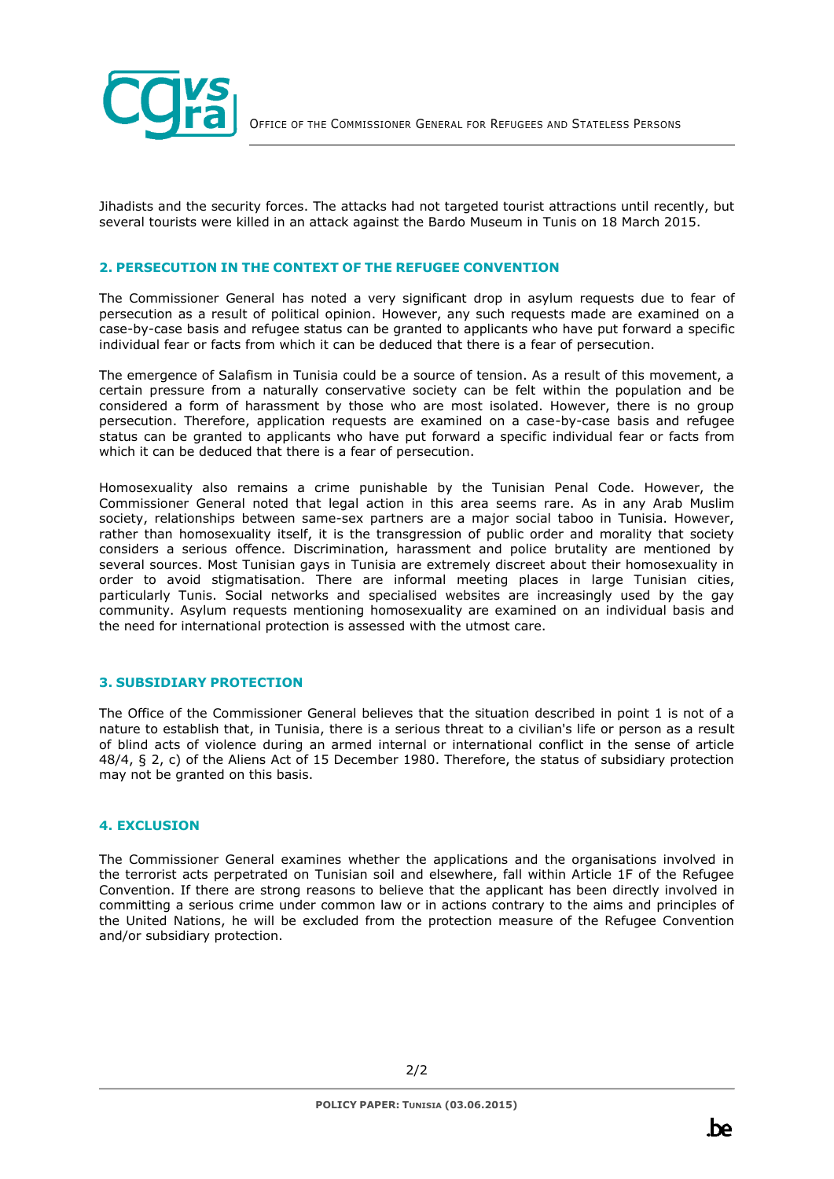Jihadists and the security forces. The attacks had not targeted tourist attractions until recently, but several tourists were killed in an attack against the Bardo Museum in Tunis on 18 March 2015.

## 2. PERSECUTION IN THE CONTEXT OF THE REFUGEE CONVENTION

The Commissioner General has noted a very significant drop in asylum requests due to fear of persecution as a result of political opinion. However, any such requests made are examined on a case-by-case basis and refugee status can be granted to applicants who have put forward a specific individual fear or facts from which it can be deduced that there is a fear of persecution.

The emergence of Salafism in Tunisia could be a source of tension. As a result of this movement, a certain pressure from a naturally conservative society can be felt within the population and be considered a form of harassment by those who are most isolated. However, there is no group persecution. Therefore, application requests are examined on a case-by-case basis and refugee status can be granted to applicants who have put forward a specific individual fear or facts from which it can be deduced that there is a fear of persecution.

Homosexuality also remains a crime punishable by the Tunisian Penal Code. However, the Commissioner General noted that legal action in this area seems rare. As in any Arab Muslim society, relationships between same-sex partners are a major social taboo in Tunisia. However, rather than homosexuality itself, it is the transgression of public order and morality that society considers a serious offence. Discrimination, harassment and police brutality are mentioned by several sources. Most Tunisian gays in Tunisia are extremely discreet about their homosexuality in order to avoid stigmatisation. There are informal meeting places in large Tunisian cities, particularly Tunis. Social networks and specialised websites are increasingly used by the gay community. Asylum requests mentioning homosexuality are examined on an individual basis and the need for international protection is assessed with the utmost care.

## 3. SUBSIDIARY PROTECTION

The Office of the Commissioner General believes that the situation described in point 1 is not of a nature to establish that, in Tunisia, there is a serious threat to a civilian's life or person as a result of blind acts of violence during an armed internal or international conflict in the sense of article 48/4, § 2, c) of the Aliens Act of 15 December 1980. Therefore, the status of subsidiary protection may not be granted on this basis.

## 4. EXCLUSION

The Commissioner General examines whether the applications and the organisations involved in the terrorist acts perpetrated on Tunisian soil and elsewhere, fall within Article 1F of the Refugee Convention. If there are strong reasons to believe that the applicant has been directly involved in committing a serious crime under common law or in actions contrary to the aims and principles of the United Nations, he will be excluded from the protection measure of the Refugee Convention and/or subsidiary protection.